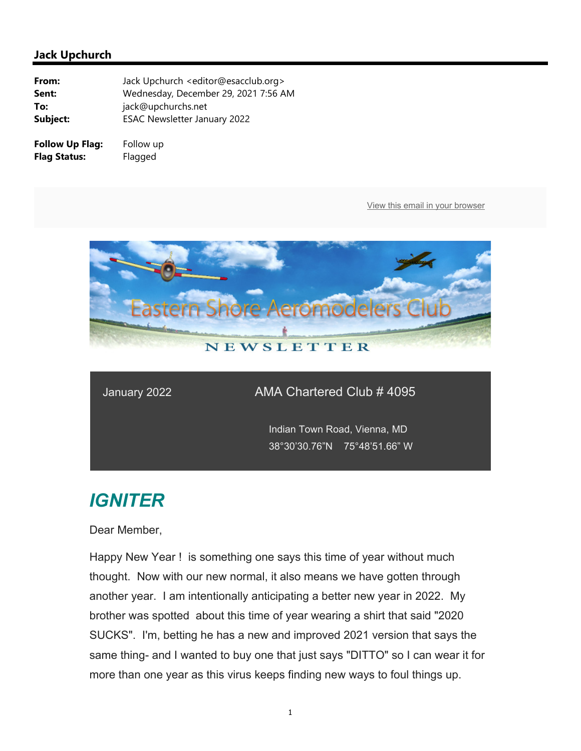## Jack Upchurch

**From:** Jack Upchurch <editor@esacclub.org>
**Sent:** Wednesday, December 29, 2021 7:56 AM
**To:** jack@upchurchs.net
**Subject:** ESAC Newsletter January 2022

**Follow Up Flag:** Follow up
**Flag Status:** Flagged

View this email in your browser

Eastern Shore Aeromodelers Club

NEWSLETTER

January 2022

AMA Chartered Club # 4095

Indian Town Road, Vienna, MD
38°30'30.76"N   75°48'51.66" W

# *IGNITER*

Dear Member,

Happy New Year !  is something one says this time of year without much thought.  Now with our new normal, it also means we have gotten through another year.  I am intentionally anticipating a better new year in 2022.  My brother was spotted  about this time of year wearing a shirt that said "2020 SUCKS".  I'm, betting he has a new and improved 2021 version that says the same thing- and I wanted to buy one that just says "DITTO" so I can wear it for more than one year as this virus keeps finding new ways to foul things up.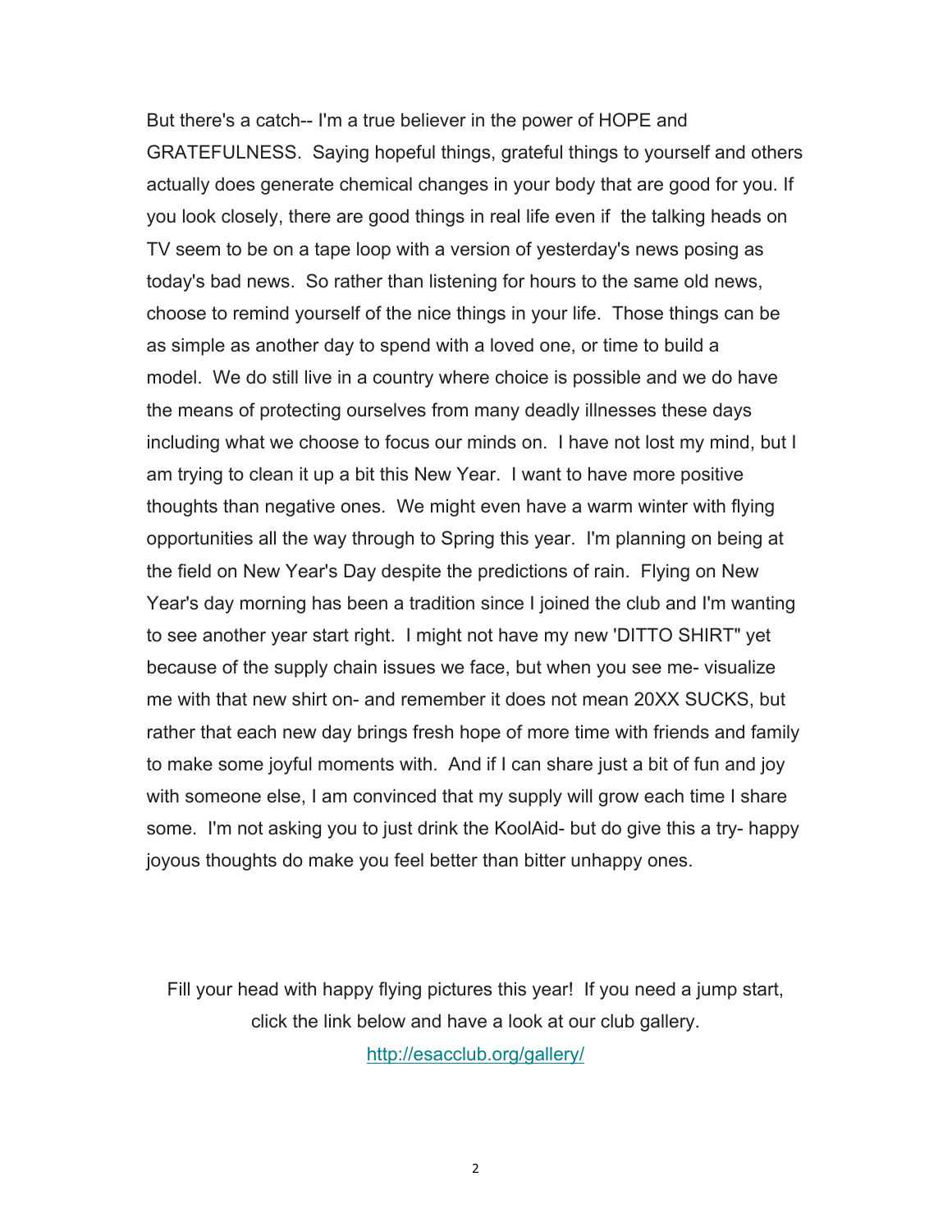But there's a catch-- I'm a true believer in the power of HOPE and GRATEFULNESS. Saying hopeful things, grateful things to yourself and others actually does generate chemical changes in your body that are good for you. If you look closely, there are good things in real life even if the talking heads on TV seem to be on a tape loop with a version of yesterday's news posing as today's bad news. So rather than listening for hours to the same old news, choose to remind yourself of the nice things in your life. Those things can be as simple as another day to spend with a loved one, or time to build a model. We do still live in a country where choice is possible and we do have the means of protecting ourselves from many deadly illnesses these days including what we choose to focus our minds on. I have not lost my mind, but I am trying to clean it up a bit this New Year. I want to have more positive thoughts than negative ones. We might even have a warm winter with flying opportunities all the way through to Spring this year. I'm planning on being at the field on New Year's Day despite the predictions of rain. Flying on New Year's day morning has been a tradition since I joined the club and I'm wanting to see another year start right. I might not have my new 'DITTO SHIRT" yet because of the supply chain issues we face, but when you see me- visualize me with that new shirt on- and remember it does not mean 20XX SUCKS, but rather that each new day brings fresh hope of more time with friends and family to make some joyful moments with. And if I can share just a bit of fun and joy with someone else, I am convinced that my supply will grow each time I share some. I'm not asking you to just drink the KoolAid- but do give this a try- happy joyous thoughts do make you feel better than bitter unhappy ones.

Fill your head with happy flying pictures this year! If you need a jump start, click the link below and have a look at our club gallery.

http://esacclub.org/gallery/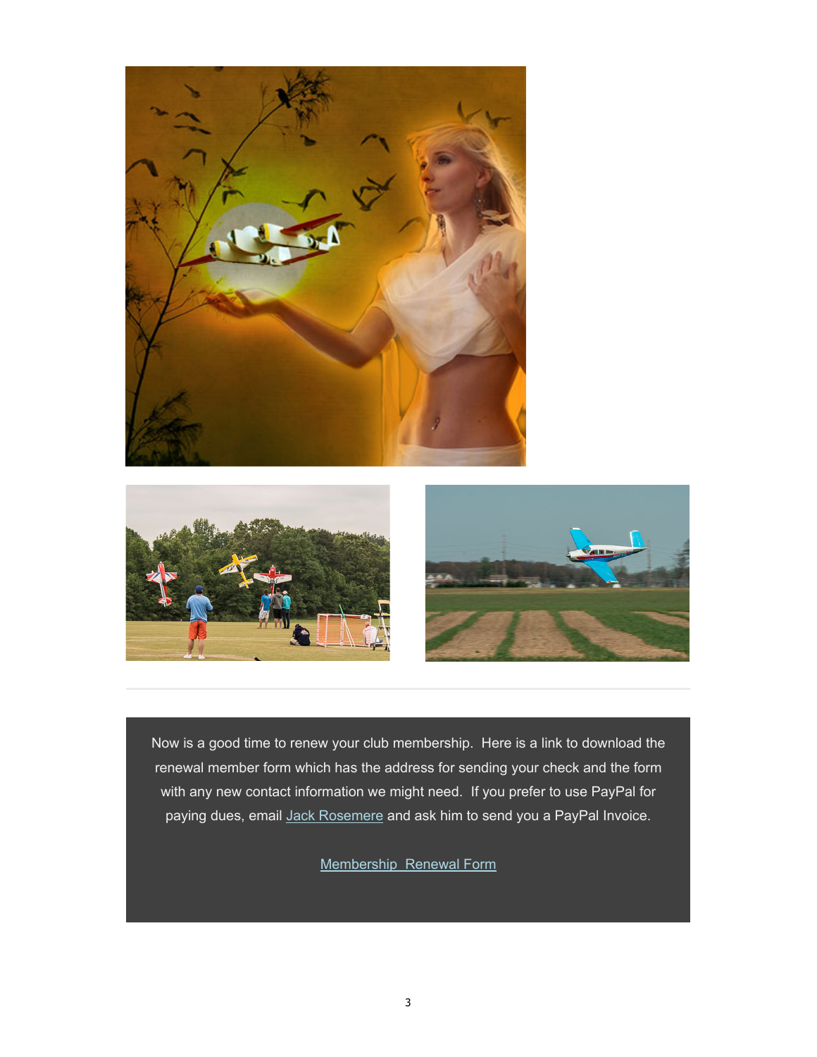Now is a good time to renew your club membership.  Here is a link to download the renewal member form which has the address for sending your check and the form with any new contact information we might need.  If you prefer to use PayPal for paying dues, email Jack Rosemere and ask him to send you a PayPal Invoice.

Membership  Renewal Form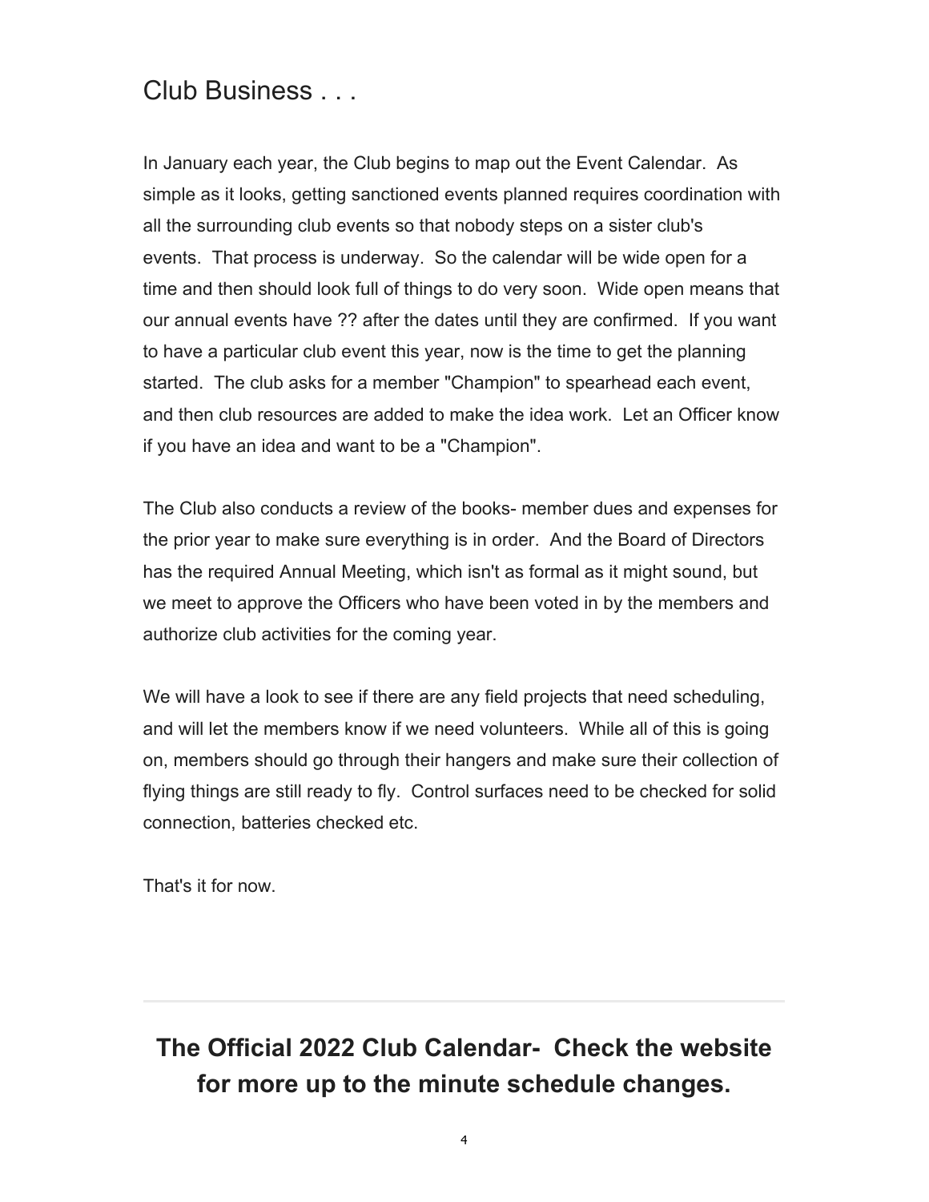## Club Business . . .

In January each year, the Club begins to map out the Event Calendar. As simple as it looks, getting sanctioned events planned requires coordination with all the surrounding club events so that nobody steps on a sister club's events. That process is underway. So the calendar will be wide open for a time and then should look full of things to do very soon. Wide open means that our annual events have ?? after the dates until they are confirmed. If you want to have a particular club event this year, now is the time to get the planning started. The club asks for a member "Champion" to spearhead each event, and then club resources are added to make the idea work. Let an Officer know if you have an idea and want to be a "Champion".

The Club also conducts a review of the books- member dues and expenses for the prior year to make sure everything is in order. And the Board of Directors has the required Annual Meeting, which isn't as formal as it might sound, but we meet to approve the Officers who have been voted in by the members and authorize club activities for the coming year.

We will have a look to see if there are any field projects that need scheduling, and will let the members know if we need volunteers. While all of this is going on, members should go through their hangers and make sure their collection of flying things are still ready to fly. Control surfaces need to be checked for solid connection, batteries checked etc.

That's it for now.

---

## The Official 2022 Club Calendar- Check the website for more up to the minute schedule changes.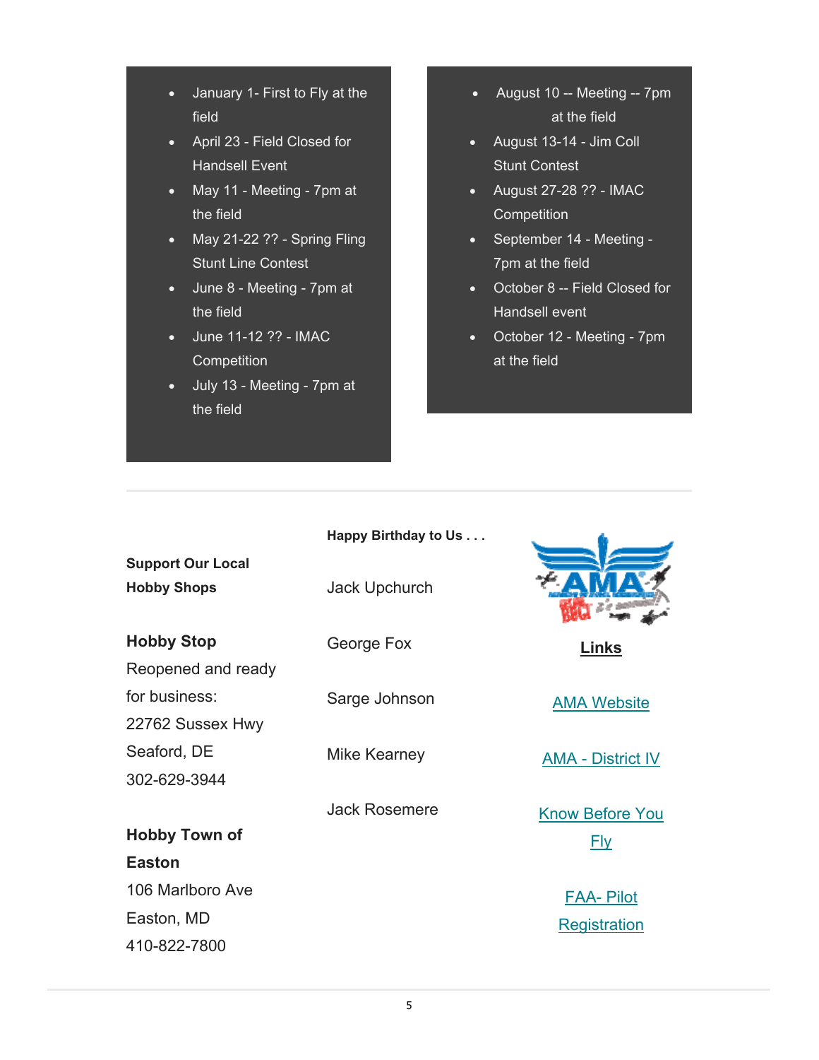- January 1- First to Fly at the field
- April 23 - Field Closed for Handsell Event
- May 11 - Meeting - 7pm at the field
- May 21-22 ?? - Spring Fling Stunt Line Contest
- June 8 - Meeting - 7pm at the field
- June 11-12 ?? - IMAC Competition
- July 13 - Meeting - 7pm at the field
- August 10 -- Meeting -- 7pm at the field
- August 13-14 - Jim Coll Stunt Contest
- August 27-28 ?? - IMAC Competition
- September 14 - Meeting - 7pm at the field
- October 8 -- Field Closed for Handsell event
- October 12 - Meeting - 7pm at the field

---

**Support Our Local Hobby Shops**

**Hobby Stop**
Reopened and ready for business:
22762 Sussex Hwy
Seaford, DE
302-629-3944

**Hobby Town of Easton**
106 Marlboro Ave
Easton, MD
410-822-7800

**Happy Birthday to Us . . .**

Jack Upchurch

George Fox

Sarge Johnson

Mike Kearney

Jack Rosemere

**Links**

AMA Website

AMA - District IV

Know Before You Fly

FAA- Pilot Registration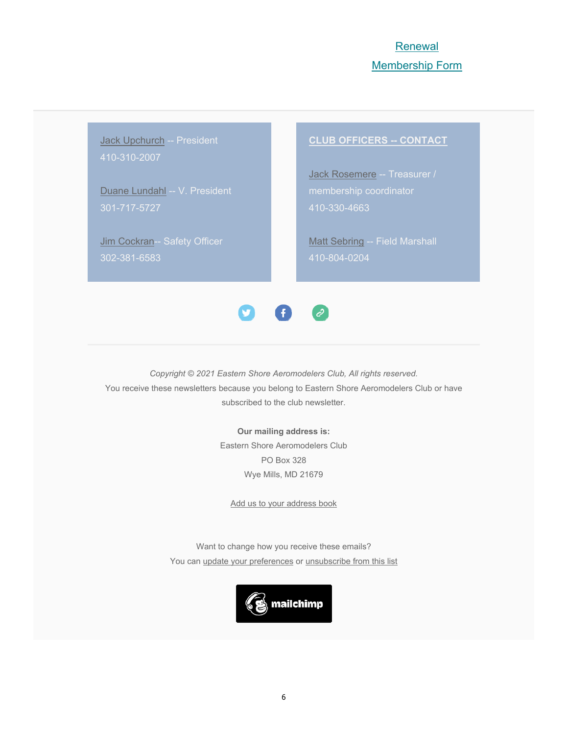Renewal
Membership Form

Jack Upchurch -- President
410-310-2007

Duane Lundahl -- V. President
301-717-5727

Jim Cockran-- Safety Officer
302-381-6583

**CLUB OFFICERS -- CONTACT**

Jack Rosemere -- Treasurer / membership coordinator
410-330-4663

Matt Sebring -- Field Marshall
410-804-0204

*Copyright © 2021 Eastern Shore Aeromodelers Club, All rights reserved.*
You receive these newsletters because you belong to Eastern Shore Aeromodelers Club or have subscribed to the club newsletter.

**Our mailing address is:**
Eastern Shore Aeromodelers Club
PO Box 328
Wye Mills, MD 21679

Add us to your address book

Want to change how you receive these emails?
You can update your preferences or unsubscribe from this list

mailchimp